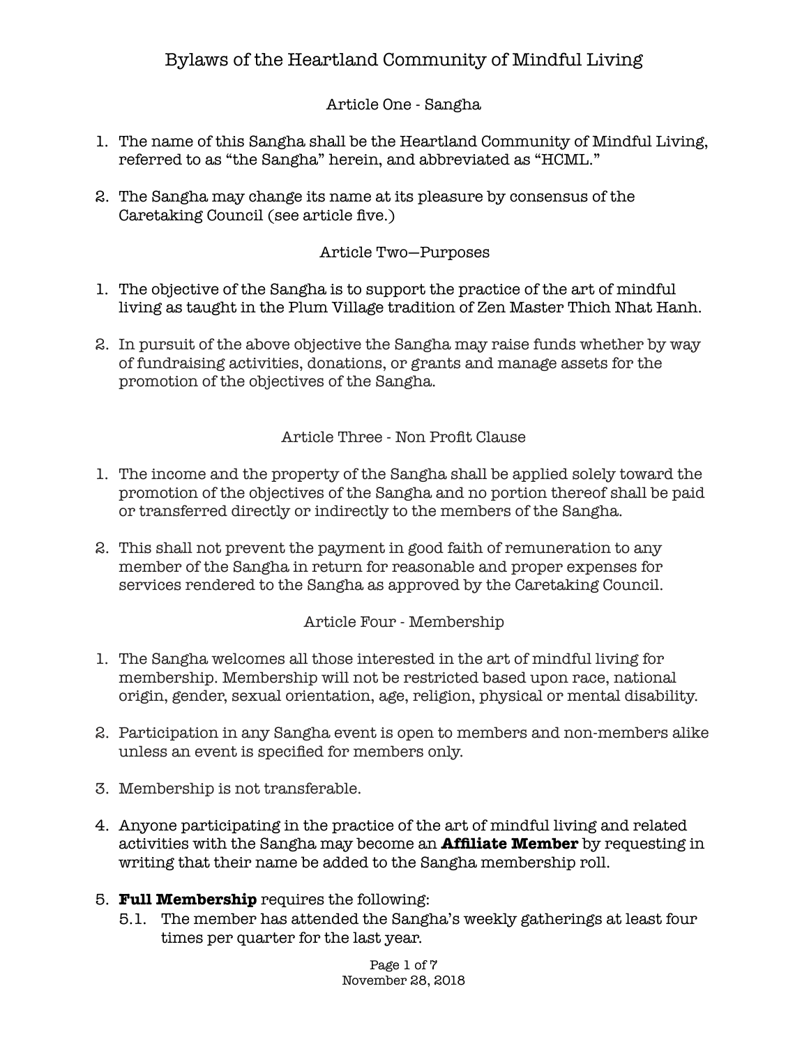# Bylaws of the Heartland Community of Mindful Living

## Article One - Sangha

1. The name of this Sangha shall be the Heartland Community of Mindful Living, referred to as “the Sangha” herein, and abbreviated as “HCML.”

2. The Sangha may change its name at its pleasure by consensus of the Caretaking Council (see article five.)

## Article Two—Purposes

1. The objective of the Sangha is to support the practice of the art of mindful living as taught in the Plum Village tradition of Zen Master Thich Nhat Hanh.

2. In pursuit of the above objective the Sangha may raise funds whether by way of fundraising activities, donations, or grants and manage assets for the promotion of the objectives of the Sangha.

## Article Three - Non Profit Clause

1. The income and the property of the Sangha shall be applied solely toward the promotion of the objectives of the Sangha and no portion thereof shall be paid or transferred directly or indirectly to the members of the Sangha.

2. This shall not prevent the payment in good faith of remuneration to any member of the Sangha in return for reasonable and proper expenses for services rendered to the Sangha as approved by the Caretaking Council.

## Article Four - Membership

1. The Sangha welcomes all those interested in the art of mindful living for membership. Membership will not be restricted based upon race, national origin, gender, sexual orientation, age, religion, physical or mental disability.

2. Participation in any Sangha event is open to members and non-members alike unless an event is specified for members only.

3. Membership is not transferable.

4. Anyone participating in the practice of the art of mindful living and related activities with the Sangha may become an **Affiliate Member** by requesting in writing that their name be added to the Sangha membership roll.

5. **Full Membership** requires the following:
   - 5.1. The member has attended the Sangha’s weekly gatherings at least four times per quarter for the last year.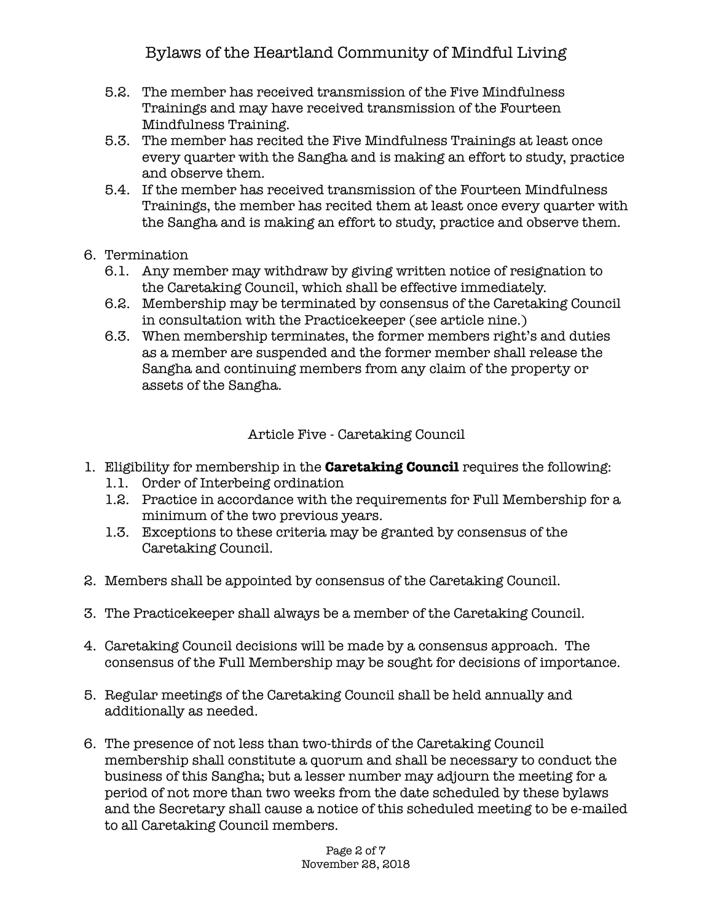5.2. The member has received transmission of the Five Mindfulness Trainings and may have received transmission of the Fourteen Mindfulness Training.

5.3. The member has recited the Five Mindfulness Trainings at least once every quarter with the Sangha and is making an effort to study, practice and observe them.

5.4. If the member has received transmission of the Fourteen Mindfulness Trainings, the member has recited them at least once every quarter with the Sangha and is making an effort to study, practice and observe them.

6. Termination
   - 6.1. Any member may withdraw by giving written notice of resignation to the Caretaking Council, which shall be effective immediately.
   - 6.2. Membership may be terminated by consensus of the Caretaking Council in consultation with the Practicekeeper (see article nine.)
   - 6.3. When membership terminates, the former members right's and duties as a member are suspended and the former member shall release the Sangha and continuing members from any claim of the property or assets of the Sangha.

## Article Five - Caretaking Council

1. Eligibility for membership in the **Caretaking Council** requires the following:
   - 1.1. Order of Interbeing ordination
   - 1.2. Practice in accordance with the requirements for Full Membership for a minimum of the two previous years.
   - 1.3. Exceptions to these criteria may be granted by consensus of the Caretaking Council.

2. Members shall be appointed by consensus of the Caretaking Council.

3. The Practicekeeper shall always be a member of the Caretaking Council.

4. Caretaking Council decisions will be made by a consensus approach. The consensus of the Full Membership may be sought for decisions of importance.

5. Regular meetings of the Caretaking Council shall be held annually and additionally as needed.

6. The presence of not less than two-thirds of the Caretaking Council membership shall constitute a quorum and shall be necessary to conduct the business of this Sangha; but a lesser number may adjourn the meeting for a period of not more than two weeks from the date scheduled by these bylaws and the Secretary shall cause a notice of this scheduled meeting to be e-mailed to all Caretaking Council members.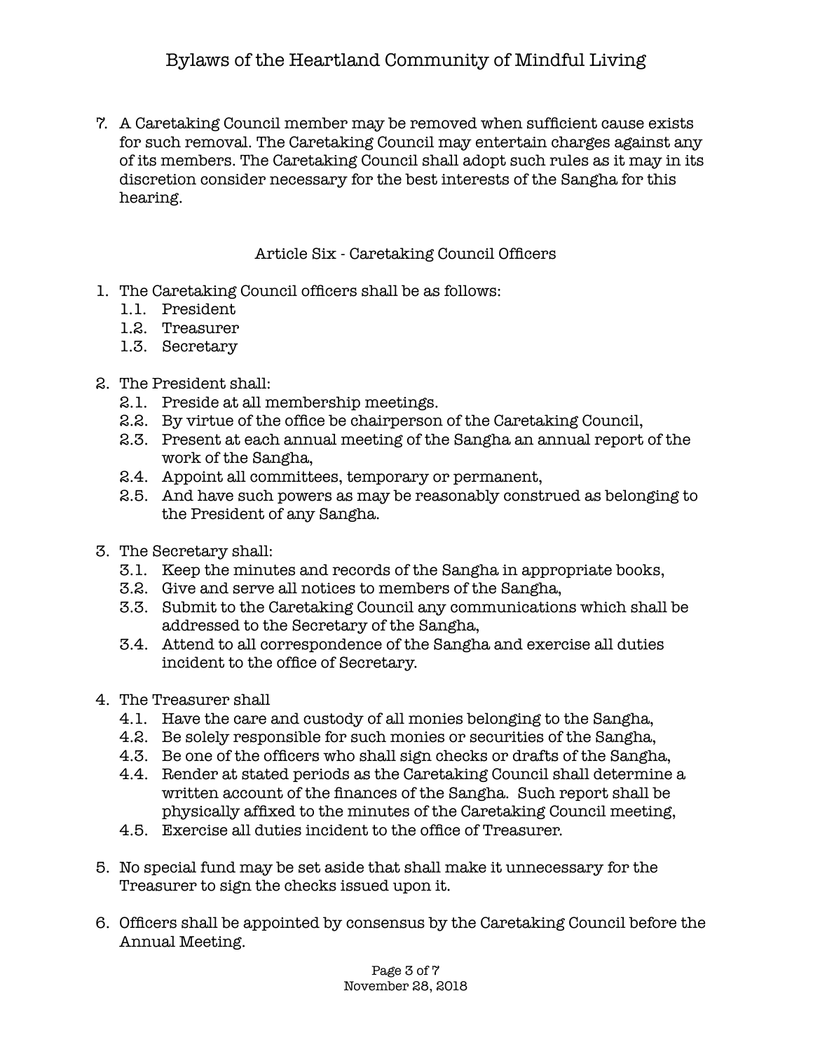7. A Caretaking Council member may be removed when sufficient cause exists for such removal. The Caretaking Council may entertain charges against any of its members. The Caretaking Council shall adopt such rules as it may in its discretion consider necessary for the best interests of the Sangha for this hearing.

## Article Six - Caretaking Council Officers

1. The Caretaking Council officers shall be as follows:
   1.1. President
   1.2. Treasurer
   1.3. Secretary

2. The President shall:
   2.1. Preside at all membership meetings.
   2.2. By virtue of the office be chairperson of the Caretaking Council,
   2.3. Present at each annual meeting of the Sangha an annual report of the work of the Sangha,
   2.4. Appoint all committees, temporary or permanent,
   2.5. And have such powers as may be reasonably construed as belonging to the President of any Sangha.

3. The Secretary shall:
   3.1. Keep the minutes and records of the Sangha in appropriate books,
   3.2. Give and serve all notices to members of the Sangha,
   3.3. Submit to the Caretaking Council any communications which shall be addressed to the Secretary of the Sangha,
   3.4. Attend to all correspondence of the Sangha and exercise all duties incident to the office of Secretary.

4. The Treasurer shall
   4.1. Have the care and custody of all monies belonging to the Sangha,
   4.2. Be solely responsible for such monies or securities of the Sangha,
   4.3. Be one of the officers who shall sign checks or drafts of the Sangha,
   4.4. Render at stated periods as the Caretaking Council shall determine a written account of the finances of the Sangha. Such report shall be physically affixed to the minutes of the Caretaking Council meeting,
   4.5. Exercise all duties incident to the office of Treasurer.

5. No special fund may be set aside that shall make it unnecessary for the Treasurer to sign the checks issued upon it.

6. Officers shall be appointed by consensus by the Caretaking Council before the Annual Meeting.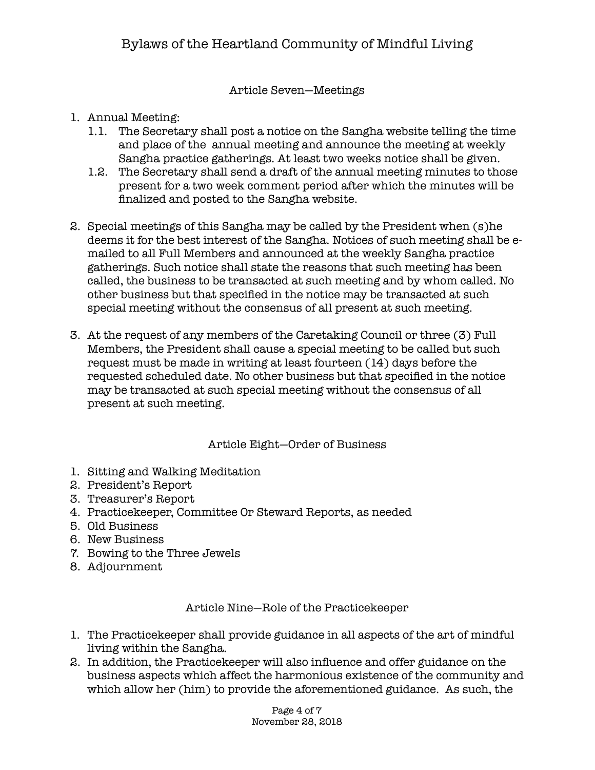## Article Seven—Meetings

1. Annual Meeting:
   1.1. The Secretary shall post a notice on the Sangha website telling the time and place of the annual meeting and announce the meeting at weekly Sangha practice gatherings. At least two weeks notice shall be given.
   1.2. The Secretary shall send a draft of the annual meeting minutes to those present for a two week comment period after which the minutes will be finalized and posted to the Sangha website.

2. Special meetings of this Sangha may be called by the President when (s)he deems it for the best interest of the Sangha. Notices of such meeting shall be e-mailed to all Full Members and announced at the weekly Sangha practice gatherings. Such notice shall state the reasons that such meeting has been called, the business to be transacted at such meeting and by whom called. No other business but that specified in the notice may be transacted at such special meeting without the consensus of all present at such meeting.

3. At the request of any members of the Caretaking Council or three (3) Full Members, the President shall cause a special meeting to be called but such request must be made in writing at least fourteen (14) days before the requested scheduled date. No other business but that specified in the notice may be transacted at such special meeting without the consensus of all present at such meeting.

## Article Eight—Order of Business

1. Sitting and Walking Meditation
2. President's Report
3. Treasurer's Report
4. Practicekeeper, Committee Or Steward Reports, as needed
5. Old Business
6. New Business
7. Bowing to the Three Jewels
8. Adjournment

## Article Nine—Role of the Practicekeeper

1. The Practicekeeper shall provide guidance in all aspects of the art of mindful living within the Sangha.
2. In addition, the Practicekeeper will also influence and offer guidance on the business aspects which affect the harmonious existence of the community and which allow her (him) to provide the aforementioned guidance. As such, the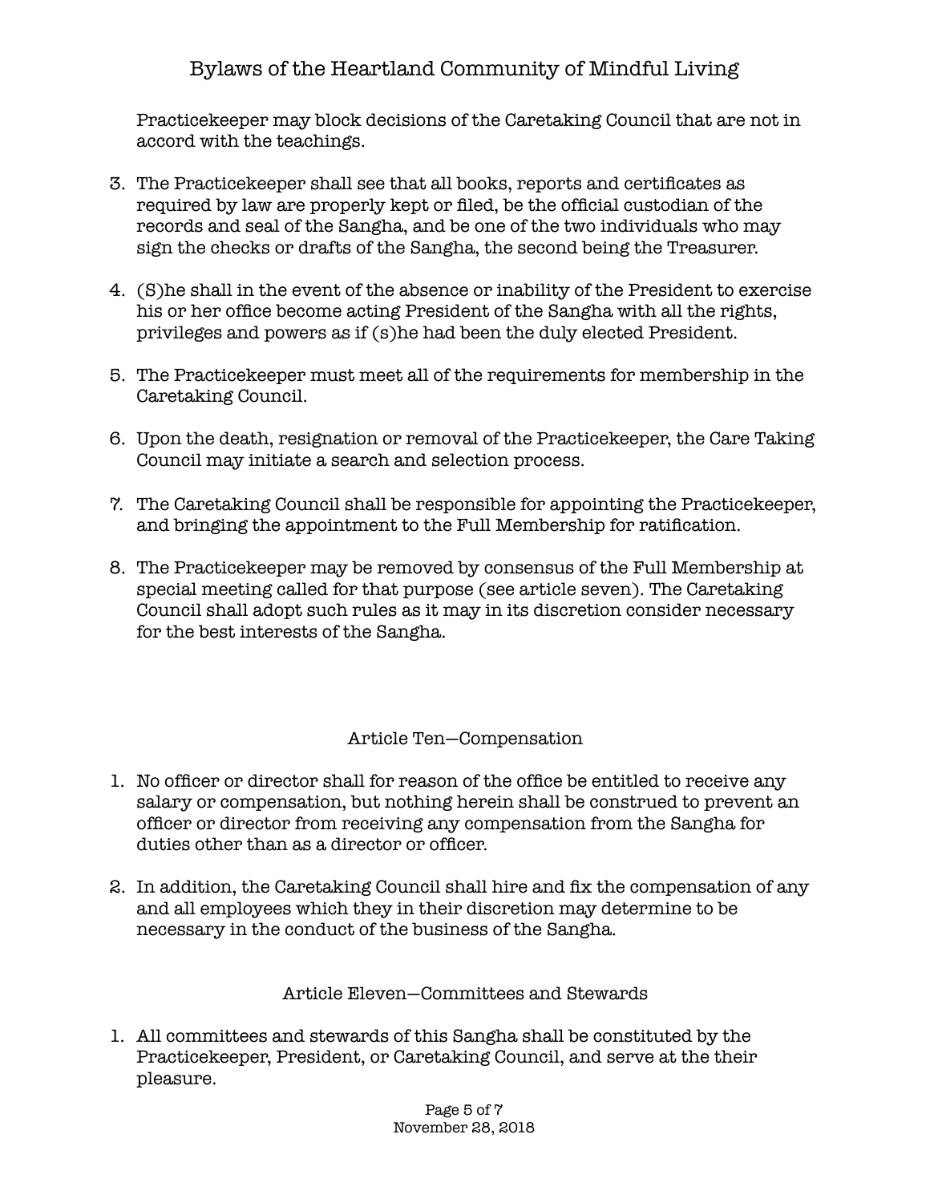Practicekeeper may block decisions of the Caretaking Council that are not in accord with the teachings.

3. The Practicekeeper shall see that all books, reports and certificates as required by law are properly kept or filed, be the official custodian of the records and seal of the Sangha, and be one of the two individuals who may sign the checks or drafts of the Sangha, the second being the Treasurer.

4. (S)he shall in the event of the absence or inability of the President to exercise his or her office become acting President of the Sangha with all the rights, privileges and powers as if (s)he had been the duly elected President.

5. The Practicekeeper must meet all of the requirements for membership in the Caretaking Council.

6. Upon the death, resignation or removal of the Practicekeeper, the Care Taking Council may initiate a search and selection process.

7. The Caretaking Council shall be responsible for appointing the Practicekeeper, and bringing the appointment to the Full Membership for ratification.

8. The Practicekeeper may be removed by consensus of the Full Membership at special meeting called for that purpose (see article seven). The Caretaking Council shall adopt such rules as it may in its discretion consider necessary for the best interests of the Sangha.

## Article Ten—Compensation

1. No officer or director shall for reason of the office be entitled to receive any salary or compensation, but nothing herein shall be construed to prevent an officer or director from receiving any compensation from the Sangha for duties other than as a director or officer.

2. In addition, the Caretaking Council shall hire and fix the compensation of any and all employees which they in their discretion may determine to be necessary in the conduct of the business of the Sangha.

## Article Eleven—Committees and Stewards

1. All committees and stewards of this Sangha shall be constituted by the Practicekeeper, President, or Caretaking Council, and serve at the their pleasure.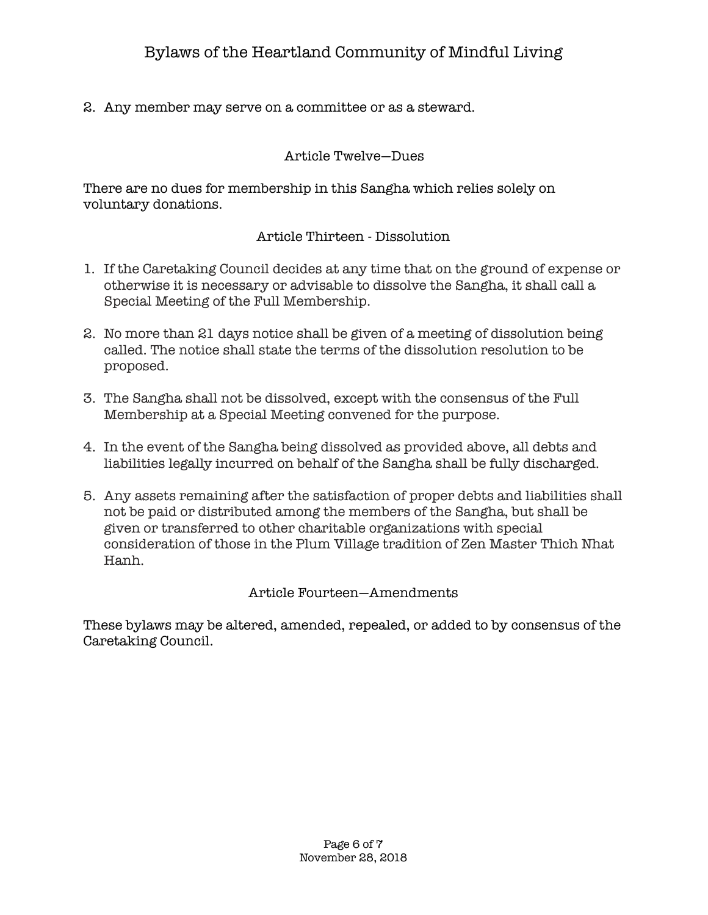2. Any member may serve on a committee or as a steward.

## Article Twelve—Dues

There are no dues for membership in this Sangha which relies solely on voluntary donations.

## Article Thirteen - Dissolution

1. If the Caretaking Council decides at any time that on the ground of expense or otherwise it is necessary or advisable to dissolve the Sangha, it shall call a Special Meeting of the Full Membership.

2. No more than 21 days notice shall be given of a meeting of dissolution being called. The notice shall state the terms of the dissolution resolution to be proposed.

3. The Sangha shall not be dissolved, except with the consensus of the Full Membership at a Special Meeting convened for the purpose.

4. In the event of the Sangha being dissolved as provided above, all debts and liabilities legally incurred on behalf of the Sangha shall be fully discharged.

5. Any assets remaining after the satisfaction of proper debts and liabilities shall not be paid or distributed among the members of the Sangha, but shall be given or transferred to other charitable organizations with special consideration of those in the Plum Village tradition of Zen Master Thich Nhat Hanh.

## Article Fourteen—Amendments

These bylaws may be altered, amended, repealed, or added to by consensus of the Caretaking Council.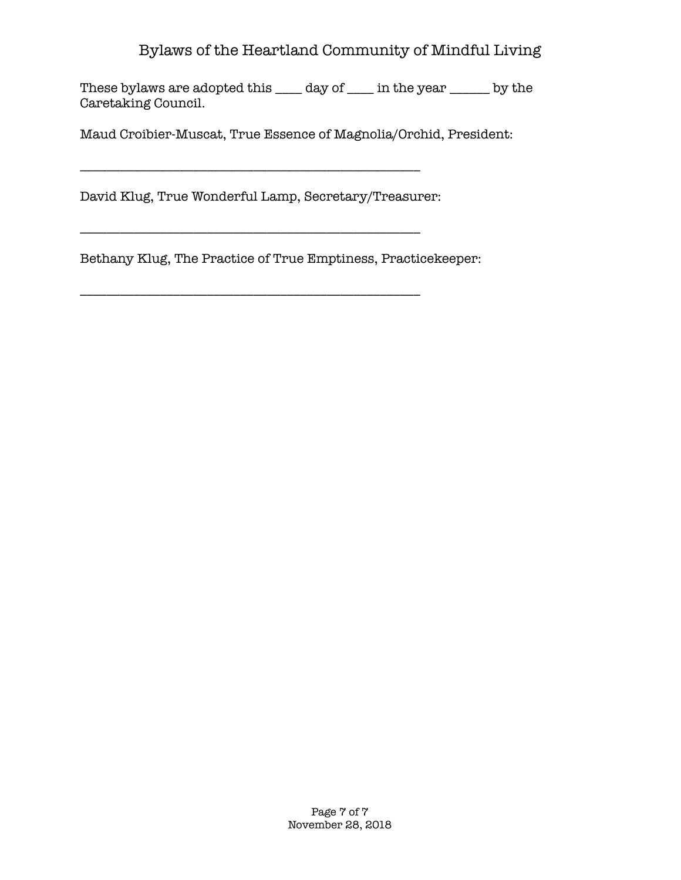These bylaws are adopted this ____ day of ____ in the year ______ by the Caretaking Council.

Maud Croibier-Muscat, True Essence of Magnolia/Orchid, President:

_______________________________________________

David Klug, True Wonderful Lamp, Secretary/Treasurer:

_______________________________________________

Bethany Klug, The Practice of True Emptiness, Practicekeeper:

_______________________________________________